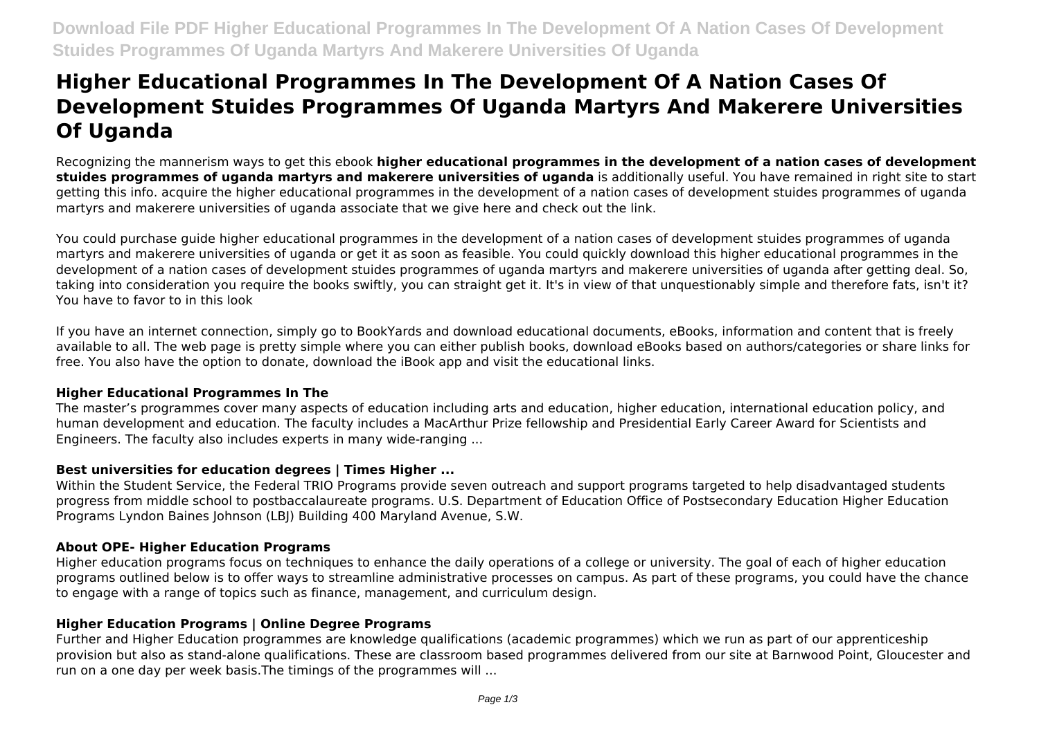# Higher Educational Programmes In The Development Of A Nation Cases Of Development Stuides Programmes Of Uganda Martyrs And Makerere Universities Of Uganda

Recognizing the mannerism ways to get this ebook **higher educational programmes in the development of a nation cases of development stuides programmes of uganda martyrs and makerere universities of uganda** is additionally useful. You have remained in right site to start getting this info. acquire the higher educational programmes in the development of a nation cases of development stuides programmes of uganda martyrs and makerere universities of uganda associate that we give here and check out the link.

You could purchase guide higher educational programmes in the development of a nation cases of development stuides programmes of uganda martyrs and makerere universities of uganda or get it as soon as feasible. You could quickly download this higher educational programmes in the development of a nation cases of development stuides programmes of uganda martyrs and makerere universities of uganda after getting deal. So, taking into consideration you require the books swiftly, you can straight get it. It's in view of that unquestionably simple and therefore fats, isn't it? You have to favor to in this look

If you have an internet connection, simply go to BookYards and download educational documents, eBooks, information and content that is freely available to all. The web page is pretty simple where you can either publish books, download eBooks based on authors/categories or share links for free. You also have the option to donate, download the iBook app and visit the educational links.

### Higher Educational Programmes In The

The master's programmes cover many aspects of education including arts and education, higher education, international education policy, and human development and education. The faculty includes a MacArthur Prize fellowship and Presidential Early Career Award for Scientists and Engineers. The faculty also includes experts in many wide-ranging ...

### Best universities for education degrees | Times Higher ...

Within the Student Service, the Federal TRIO Programs provide seven outreach and support programs targeted to help disadvantaged students progress from middle school to postbaccalaureate programs. U.S. Department of Education Office of Postsecondary Education Higher Education Programs Lyndon Baines Johnson (LBJ) Building 400 Maryland Avenue, S.W.

### About OPE- Higher Education Programs

Higher education programs focus on techniques to enhance the daily operations of a college or university. The goal of each of higher education programs outlined below is to offer ways to streamline administrative processes on campus. As part of these programs, you could have the chance to engage with a range of topics such as finance, management, and curriculum design.

### Higher Education Programs | Online Degree Programs

Further and Higher Education programmes are knowledge qualifications (academic programmes) which we run as part of our apprenticeship provision but also as stand-alone qualifications. These are classroom based programmes delivered from our site at Barnwood Point, Gloucester and run on a one day per week basis.The timings of the programmes will ...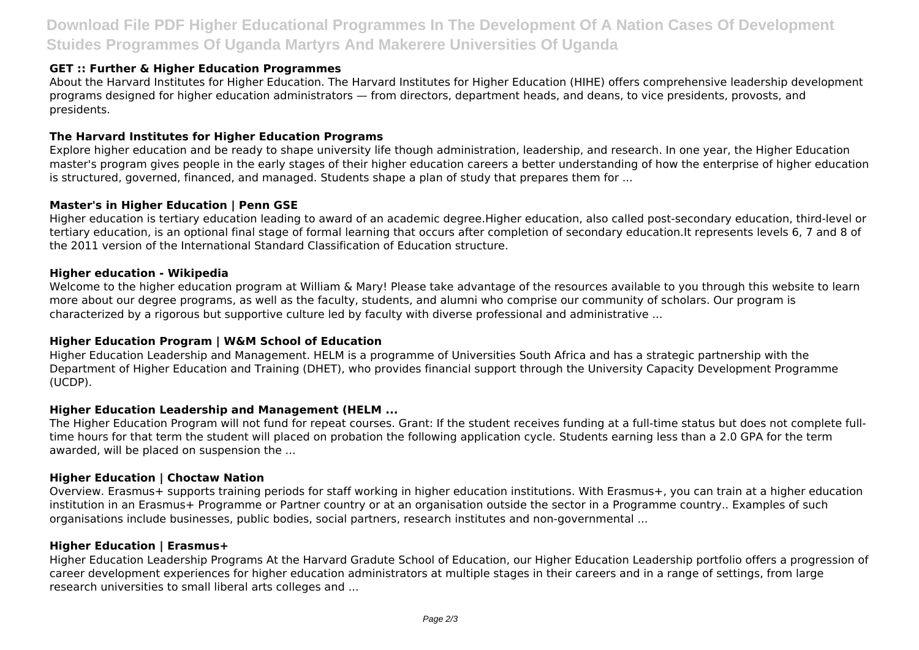### GET :: Further & Higher Education Programmes

About the Harvard Institutes for Higher Education. The Harvard Institutes for Higher Education (HIHE) offers comprehensive leadership development programs designed for higher education administrators — from directors, department heads, and deans, to vice presidents, provosts, and presidents.

### The Harvard Institutes for Higher Education Programs

Explore higher education and be ready to shape university life though administration, leadership, and research. In one year, the Higher Education master's program gives people in the early stages of their higher education careers a better understanding of how the enterprise of higher education is structured, governed, financed, and managed. Students shape a plan of study that prepares them for ...

### Master's in Higher Education | Penn GSE

Higher education is tertiary education leading to award of an academic degree.Higher education, also called post-secondary education, third-level or tertiary education, is an optional final stage of formal learning that occurs after completion of secondary education.It represents levels 6, 7 and 8 of the 2011 version of the International Standard Classification of Education structure.

### Higher education - Wikipedia

Welcome to the higher education program at William & Mary! Please take advantage of the resources available to you through this website to learn more about our degree programs, as well as the faculty, students, and alumni who comprise our community of scholars. Our program is characterized by a rigorous but supportive culture led by faculty with diverse professional and administrative ...

### Higher Education Program | W&M School of Education

Higher Education Leadership and Management. HELM is a programme of Universities South Africa and has a strategic partnership with the Department of Higher Education and Training (DHET), who provides financial support through the University Capacity Development Programme (UCDP).

### Higher Education Leadership and Management (HELM ...

The Higher Education Program will not fund for repeat courses. Grant: If the student receives funding at a full-time status but does not complete full-time hours for that term the student will placed on probation the following application cycle. Students earning less than a 2.0 GPA for the term awarded, will be placed on suspension the ...

### Higher Education | Choctaw Nation

Overview. Erasmus+ supports training periods for staff working in higher education institutions. With Erasmus+, you can train at a higher education institution in an Erasmus+ Programme or Partner country or at an organisation outside the sector in a Programme country.. Examples of such organisations include businesses, public bodies, social partners, research institutes and non-governmental ...

### Higher Education | Erasmus+

Higher Education Leadership Programs At the Harvard Gradute School of Education, our Higher Education Leadership portfolio offers a progression of career development experiences for higher education administrators at multiple stages in their careers and in a range of settings, from large research universities to small liberal arts colleges and ...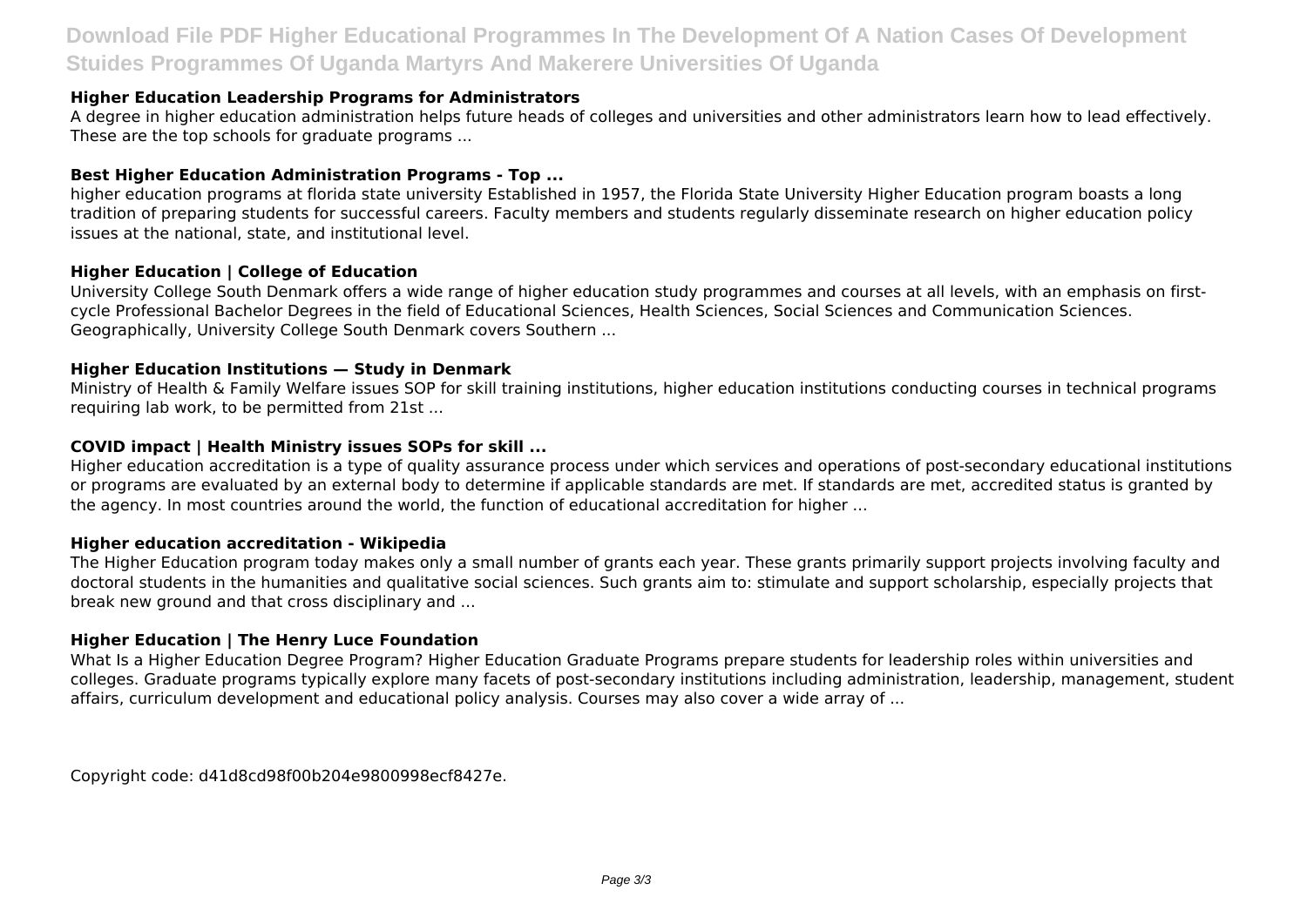### Higher Education Leadership Programs for Administrators

A degree in higher education administration helps future heads of colleges and universities and other administrators learn how to lead effectively. These are the top schools for graduate programs ...

### Best Higher Education Administration Programs - Top ...

higher education programs at florida state university Established in 1957, the Florida State University Higher Education program boasts a long tradition of preparing students for successful careers. Faculty members and students regularly disseminate research on higher education policy issues at the national, state, and institutional level.

### Higher Education | College of Education

University College South Denmark offers a wide range of higher education study programmes and courses at all levels, with an emphasis on first-cycle Professional Bachelor Degrees in the field of Educational Sciences, Health Sciences, Social Sciences and Communication Sciences. Geographically, University College South Denmark covers Southern ...

### Higher Education Institutions — Study in Denmark

Ministry of Health & Family Welfare issues SOP for skill training institutions, higher education institutions conducting courses in technical programs requiring lab work, to be permitted from 21st ...

### COVID impact | Health Ministry issues SOPs for skill ...

Higher education accreditation is a type of quality assurance process under which services and operations of post-secondary educational institutions or programs are evaluated by an external body to determine if applicable standards are met. If standards are met, accredited status is granted by the agency. In most countries around the world, the function of educational accreditation for higher ...

### Higher education accreditation - Wikipedia

The Higher Education program today makes only a small number of grants each year. These grants primarily support projects involving faculty and doctoral students in the humanities and qualitative social sciences. Such grants aim to: stimulate and support scholarship, especially projects that break new ground and that cross disciplinary and ...

### Higher Education | The Henry Luce Foundation

What Is a Higher Education Degree Program? Higher Education Graduate Programs prepare students for leadership roles within universities and colleges. Graduate programs typically explore many facets of post-secondary institutions including administration, leadership, management, student affairs, curriculum development and educational policy analysis. Courses may also cover a wide array of ...

Copyright code: d41d8cd98f00b204e9800998ecf8427e.